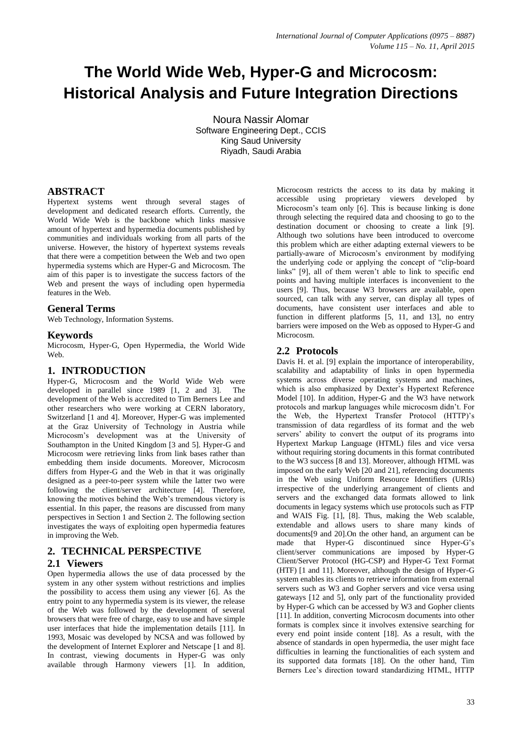# The World Wide Web, Hyper-G and Microcosm: Historical Analysis and Future Integration Directions

Noura Nassir Alomar
Software Engineering Dept., CCIS
King Saud University
Riyadh, Saudi Arabia

## ABSTRACT

Hypertext systems went through several stages of development and dedicated research efforts. Currently, the World Wide Web is the backbone which links massive amount of hypertext and hypermedia documents published by communities and individuals working from all parts of the universe. However, the history of hypertext systems reveals that there were a competition between the Web and two open hypermedia systems which are Hyper-G and Microcosm. The aim of this paper is to investigate the success factors of the Web and present the ways of including open hypermedia features in the Web.

## General Terms

Web Technology, Information Systems.

## Keywords

Microcosm, Hyper-G, Open Hypermedia, the World Wide Web.

## 1. INTRODUCTION

Hyper-G, Microcosm and the World Wide Web were developed in parallel since 1989 [1, 2 and 3]. The development of the Web is accredited to Tim Berners Lee and other researchers who were working at CERN laboratory, Switzerland [1 and 4]. Moreover, Hyper-G was implemented at the Graz University of Technology in Austria while Microcosm's development was at the University of Southampton in the United Kingdom [3 and 5]. Hyper-G and Microcosm were retrieving links from link bases rather than embedding them inside documents. Moreover, Microcosm differs from Hyper-G and the Web in that it was originally designed as a peer-to-peer system while the latter two were following the client/server architecture [4]. Therefore, knowing the motives behind the Web's tremendous victory is essential. In this paper, the reasons are discussed from many perspectives in Section 1 and Section 2. The following section investigates the ways of exploiting open hypermedia features in improving the Web.

## 2. TECHNICAL PERSPECTIVE

### 2.1 Viewers

Open hypermedia allows the use of data processed by the system in any other system without restrictions and implies the possibility to access them using any viewer [6]. As the entry point to any hypermedia system is its viewer, the release of the Web was followed by the development of several browsers that were free of charge, easy to use and have simple user interfaces that hide the implementation details [11]. In 1993, Mosaic was developed by NCSA and was followed by the development of Internet Explorer and Netscape [1 and 8]. In contrast, viewing documents in Hyper-G was only available through Harmony viewers [1]. In addition, Microcosm restricts the access to its data by making it accessible using proprietary viewers developed by Microcosm's team only [6]. This is because linking is done through selecting the required data and choosing to go to the destination document or choosing to create a link [9]. Although two solutions have been introduced to overcome this problem which are either adapting external viewers to be partially-aware of Microcosm's environment by modifying the underlying code or applying the concept of "clip-board links" [9], all of them weren't able to link to specific end points and having multiple interfaces is inconvenient to the users [9]. Thus, because W3 browsers are available, open sourced, can talk with any server, can display all types of documents, have consistent user interfaces and able to function in different platforms [5, 11, and 13], no entry barriers were imposed on the Web as opposed to Hyper-G and Microcosm.

### 2.2 Protocols

Davis H. et al. [9] explain the importance of interoperability, scalability and adaptability of links in open hypermedia systems across diverse operating systems and machines, which is also emphasized by Dexter's Hypertext Reference Model [10]. In addition, Hyper-G and the W3 have network protocols and markup languages while microcosm didn't. For the Web, the Hypertext Transfer Protocol (HTTP)'s transmission of data regardless of its format and the web servers' ability to convert the output of its programs into Hypertext Markup Language (HTML) files and vice versa without requiring storing documents in this format contributed to the W3 success [8 and 13]. Moreover, although HTML was imposed on the early Web [20 and 21], referencing documents in the Web using Uniform Resource Identifiers (URIs) irrespective of the underlying arrangement of clients and servers and the exchanged data formats allowed to link documents in legacy systems which use protocols such as FTP and WAIS Fig. [1], [8]. Thus, making the Web scalable, extendable and allows users to share many kinds of documents[9 and 20].On the other hand, an argument can be made that Hyper-G discontinued since Hyper-G's client/server communications are imposed by Hyper-G Client/Server Protocol (HG-CSP) and Hyper-G Text Format (HTF) [1 and 11]. Moreover, although the design of Hyper-G system enables its clients to retrieve information from external servers such as W3 and Gopher servers and vice versa using gateways [12 and 5], only part of the functionality provided by Hyper-G which can be accessed by W3 and Gopher clients [11]. In addition, converting Microcosm documents into other formats is complex since it involves extensive searching for every end point inside content [18]. As a result, with the absence of standards in open hypermedia, the user might face difficulties in learning the functionalities of each system and its supported data formats [18]. On the other hand, Tim Berners Lee's direction toward standardizing HTML, HTTP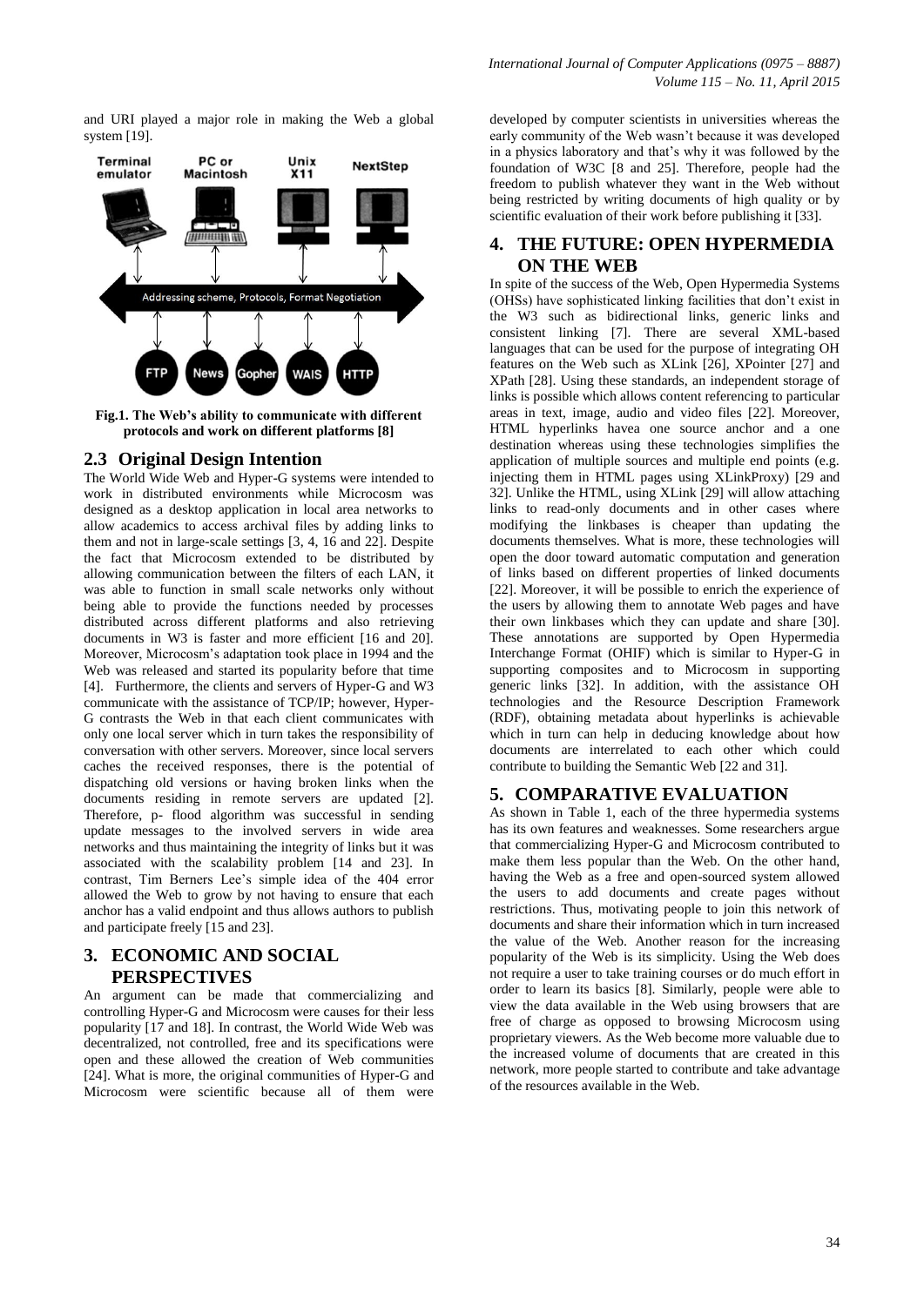and URI played a major role in making the Web a global system [19].

Fig.1. The Web's ability to communicate with different protocols and work on different platforms [8]

## 2.3 Original Design Intention

The World Wide Web and Hyper-G systems were intended to work in distributed environments while Microcosm was designed as a desktop application in local area networks to allow academics to access archival files by adding links to them and not in large-scale settings [3, 4, 16 and 22]. Despite the fact that Microcosm extended to be distributed by allowing communication between the filters of each LAN, it was able to function in small scale networks only without being able to provide the functions needed by processes distributed across different platforms and also retrieving documents in W3 is faster and more efficient [16 and 20]. Moreover, Microcosm's adaptation took place in 1994 and the Web was released and started its popularity before that time [4]. Furthermore, the clients and servers of Hyper-G and W3 communicate with the assistance of TCP/IP; however, Hyper-G contrasts the Web in that each client communicates with only one local server which in turn takes the responsibility of conversation with other servers. Moreover, since local servers caches the received responses, there is the potential of dispatching old versions or having broken links when the documents residing in remote servers are updated [2]. Therefore, p- flood algorithm was successful in sending update messages to the involved servers in wide area networks and thus maintaining the integrity of links but it was associated with the scalability problem [14 and 23]. In contrast, Tim Berners Lee's simple idea of the 404 error allowed the Web to grow by not having to ensure that each anchor has a valid endpoint and thus allows authors to publish and participate freely [15 and 23].

# 3. ECONOMIC AND SOCIAL PERSPECTIVES

An argument can be made that commercializing and controlling Hyper-G and Microcosm were causes for their less popularity [17 and 18]. In contrast, the World Wide Web was decentralized, not controlled, free and its specifications were open and these allowed the creation of Web communities [24]. What is more, the original communities of Hyper-G and Microcosm were scientific because all of them were developed by computer scientists in universities whereas the early community of the Web wasn't because it was developed in a physics laboratory and that's why it was followed by the foundation of W3C [8 and 25]. Therefore, people had the freedom to publish whatever they want in the Web without being restricted by writing documents of high quality or by scientific evaluation of their work before publishing it [33].

# 4. THE FUTURE: OPEN HYPERMEDIA ON THE WEB

In spite of the success of the Web, Open Hypermedia Systems (OHSs) have sophisticated linking facilities that don't exist in the W3 such as bidirectional links, generic links and consistent linking [7]. There are several XML-based languages that can be used for the purpose of integrating OH features on the Web such as XLink [26], XPointer [27] and XPath [28]. Using these standards, an independent storage of links is possible which allows content referencing to particular areas in text, image, audio and video files [22]. Moreover, HTML hyperlinks havea one source anchor and a one destination whereas using these technologies simplifies the application of multiple sources and multiple end points (e.g. injecting them in HTML pages using XLinkProxy) [29 and 32]. Unlike the HTML, using XLink [29] will allow attaching links to read-only documents and in other cases where modifying the linkbases is cheaper than updating the documents themselves. What is more, these technologies will open the door toward automatic computation and generation of links based on different properties of linked documents [22]. Moreover, it will be possible to enrich the experience of the users by allowing them to annotate Web pages and have their own linkbases which they can update and share [30]. These annotations are supported by Open Hypermedia Interchange Format (OHIF) which is similar to Hyper-G in supporting composites and to Microcosm in supporting generic links [32]. In addition, with the assistance OH technologies and the Resource Description Framework (RDF), obtaining metadata about hyperlinks is achievable which in turn can help in deducing knowledge about how documents are interrelated to each other which could contribute to building the Semantic Web [22 and 31].

# 5. COMPARATIVE EVALUATION

As shown in Table 1, each of the three hypermedia systems has its own features and weaknesses. Some researchers argue that commercializing Hyper-G and Microcosm contributed to make them less popular than the Web. On the other hand, having the Web as a free and open-sourced system allowed the users to add documents and create pages without restrictions. Thus, motivating people to join this network of documents and share their information which in turn increased the value of the Web. Another reason for the increasing popularity of the Web is its simplicity. Using the Web does not require a user to take training courses or do much effort in order to learn its basics [8]. Similarly, people were able to view the data available in the Web using browsers that are free of charge as opposed to browsing Microcosm using proprietary viewers. As the Web become more valuable due to the increased volume of documents that are created in this network, more people started to contribute and take advantage of the resources available in the Web.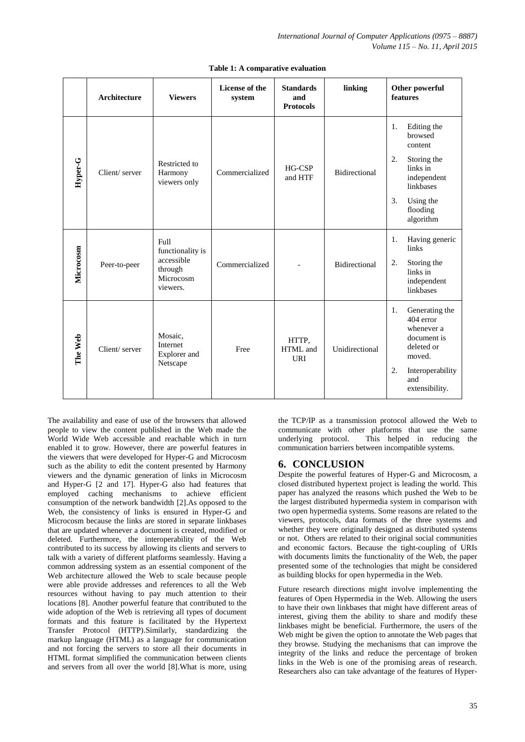**Table 1: A comparative evaluation**

| | Architecture | Viewers | License of the system | Standards and Protocols | linking | Other powerful features |
|---|---|---|---|---|---|---|
| Hyper-G | Client/ server | Restricted to Harmony viewers only | Commercialized | HG-CSP and HTF | Bidirectional | 1. Editing the browsed content<br>2. Storing the links in independent linkbases<br>3. Using the flooding algorithm |
| Microcosm | Peer-to-peer | Full functionality is accessible through Microcosm viewers. | Commercialized | - | Bidirectional | 1. Having generic links<br>2. Storing the links in independent linkbases |
| The Web | Client/ server | Mosaic, Internet Explorer and Netscape | Free | HTTP, HTML and URI | Unidirectional | 1. Generating the 404 error whenever a document is deleted or moved.<br>2. Interoperability and extensibility. |

The availability and ease of use of the browsers that allowed people to view the content published in the Web made the World Wide Web accessible and reachable which in turn enabled it to grow. However, there are powerful features in the viewers that were developed for Hyper-G and Microcosm such as the ability to edit the content presented by Harmony viewers and the dynamic generation of links in Microcosm and Hyper-G [2 and 17]. Hyper-G also had features that employed caching mechanisms to achieve efficient consumption of the network bandwidth [2].As opposed to the Web, the consistency of links is ensured in Hyper-G and Microcosm because the links are stored in separate linkbases that are updated whenever a document is created, modified or deleted. Furthermore, the interoperability of the Web contributed to its success by allowing its clients and servers to talk with a variety of different platforms seamlessly. Having a common addressing system as an essential component of the Web architecture allowed the Web to scale because people were able provide addresses and references to all the Web resources without having to pay much attention to their locations [8]. Another powerful feature that contributed to the wide adoption of the Web is retrieving all types of document formats and this feature is facilitated by the Hypertext Transfer Protocol (HTTP).Similarly, standardizing the markup language (HTML) as a language for communication and not forcing the servers to store all their documents in HTML format simplified the communication between clients and servers from all over the world [8].What is more, using the TCP/IP as a transmission protocol allowed the Web to communicate with other platforms that use the same underlying protocol. This helped in reducing the communication barriers between incompatible systems.

## 6. CONCLUSION

Despite the powerful features of Hyper-G and Microcosm, a closed distributed hypertext project is leading the world. This paper has analyzed the reasons which pushed the Web to be the largest distributed hypermedia system in comparison with two open hypermedia systems. Some reasons are related to the viewers, protocols, data formats of the three systems and whether they were originally designed as distributed systems or not. Others are related to their original social communities and economic factors. Because the tight-coupling of URIs with documents limits the functionality of the Web, the paper presented some of the technologies that might be considered as building blocks for open hypermedia in the Web.

Future research directions might involve implementing the features of Open Hypermedia in the Web. Allowing the users to have their own linkbases that might have different areas of interest, giving them the ability to share and modify these linkbases might be beneficial. Furthermore, the users of the Web might be given the option to annotate the Web pages that they browse. Studying the mechanisms that can improve the integrity of the links and reduce the percentage of broken links in the Web is one of the promising areas of research. Researchers also can take advantage of the features of Hyper-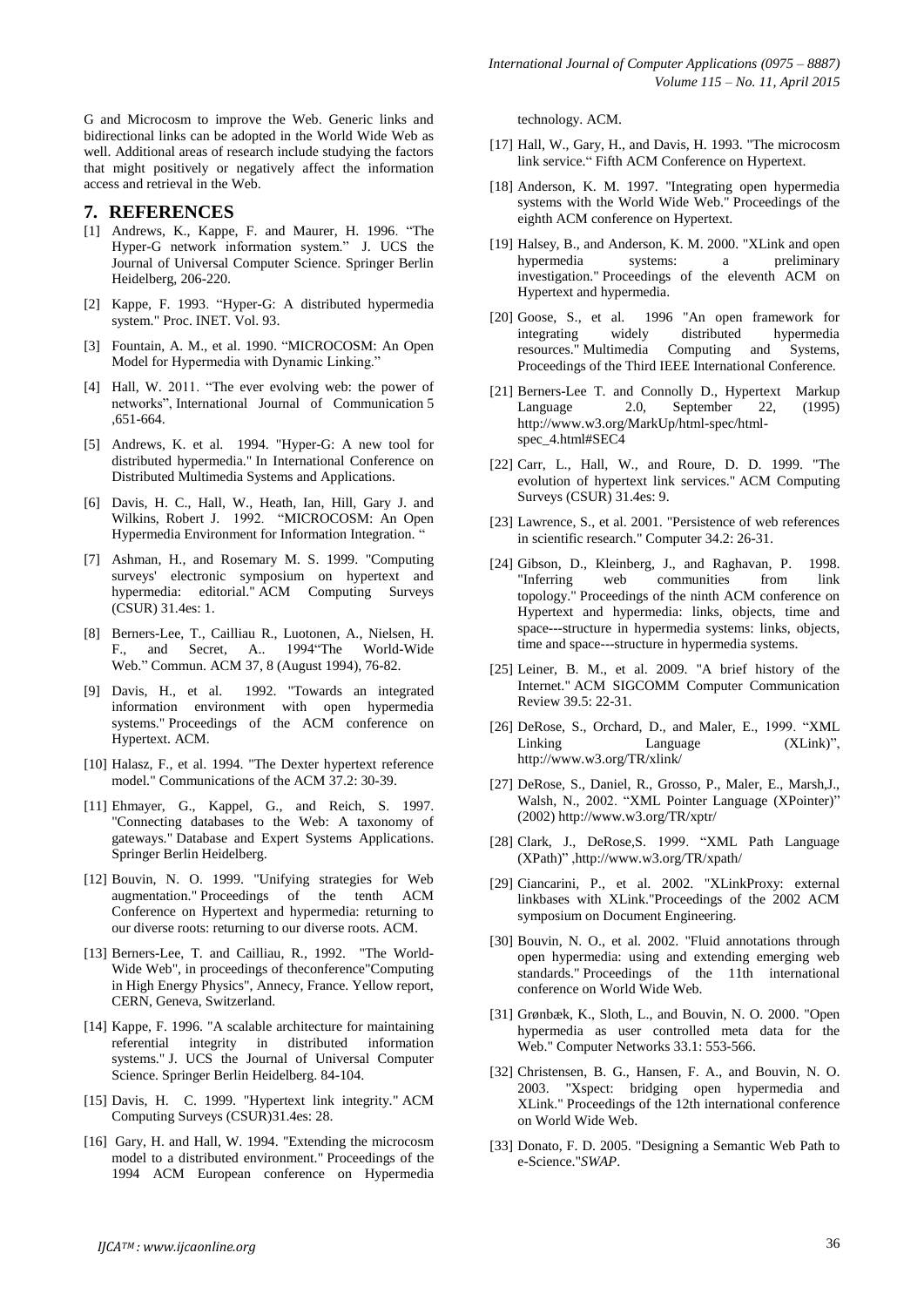G and Microcosm to improve the Web. Generic links and bidirectional links can be adopted in the World Wide Web as well. Additional areas of research include studying the factors that might positively or negatively affect the information access and retrieval in the Web.

## 7. REFERENCES

[1] Andrews, K., Kappe, F. and Maurer, H. 1996. "The Hyper-G network information system." J. UCS the Journal of Universal Computer Science. Springer Berlin Heidelberg, 206-220.

[2] Kappe, F. 1993. "Hyper-G: A distributed hypermedia system." Proc. INET. Vol. 93.

[3] Fountain, A. M., et al. 1990. "MICROCOSM: An Open Model for Hypermedia with Dynamic Linking."

[4] Hall, W. 2011. "The ever evolving web: the power of networks", International Journal of Communication 5 ,651-664.

[5] Andrews, K. et al. 1994. "Hyper-G: A new tool for distributed hypermedia." In International Conference on Distributed Multimedia Systems and Applications.

[6] Davis, H. C., Hall, W., Heath, Ian, Hill, Gary J. and Wilkins, Robert J. 1992. "MICROCOSM: An Open Hypermedia Environment for Information Integration. "

[7] Ashman, H., and Rosemary M. S. 1999. "Computing surveys' electronic symposium on hypertext and hypermedia: editorial." ACM Computing Surveys (CSUR) 31.4es: 1.

[8] Berners-Lee, T., Cailliau R., Luotonen, A., Nielsen, H. F., and Secret, A.. 1994"The World-Wide Web." Commun. ACM 37, 8 (August 1994), 76-82.

[9] Davis, H., et al. 1992. "Towards an integrated information environment with open hypermedia systems." Proceedings of the ACM conference on Hypertext. ACM.

[10] Halasz, F., et al. 1994. "The Dexter hypertext reference model." Communications of the ACM 37.2: 30-39.

[11] Ehmayer, G., Kappel, G., and Reich, S. 1997. "Connecting databases to the Web: A taxonomy of gateways." Database and Expert Systems Applications. Springer Berlin Heidelberg.

[12] Bouvin, N. O. 1999. "Unifying strategies for Web augmentation." Proceedings of the tenth ACM Conference on Hypertext and hypermedia: returning to our diverse roots: returning to our diverse roots. ACM.

[13] Berners-Lee, T. and Cailliau, R., 1992. "The World-Wide Web", in proceedings of theconference"Computing in High Energy Physics", Annecy, France. Yellow report, CERN, Geneva, Switzerland.

[14] Kappe, F. 1996. "A scalable architecture for maintaining referential integrity in distributed information systems." J. UCS the Journal of Universal Computer Science. Springer Berlin Heidelberg. 84-104.

[15] Davis, H. C. 1999. "Hypertext link integrity." ACM Computing Surveys (CSUR)31.4es: 28.

[16] Gary, H. and Hall, W. 1994. "Extending the microcosm model to a distributed environment." Proceedings of the 1994 ACM European conference on Hypermedia technology. ACM.

[17] Hall, W., Gary, H., and Davis, H. 1993. "The microcosm link service." Fifth ACM Conference on Hypertext.

[18] Anderson, K. M. 1997. "Integrating open hypermedia systems with the World Wide Web." Proceedings of the eighth ACM conference on Hypertext.

[19] Halsey, B., and Anderson, K. M. 2000. "XLink and open hypermedia systems: a preliminary investigation." Proceedings of the eleventh ACM on Hypertext and hypermedia.

[20] Goose, S., et al. 1996 "An open framework for integrating widely distributed hypermedia resources." Multimedia Computing and Systems, Proceedings of the Third IEEE International Conference.

[21] Berners-Lee T. and Connolly D., Hypertext Markup Language 2.0, September 22, (1995) http://www.w3.org/MarkUp/html-spec/html-spec_4.html#SEC4

[22] Carr, L., Hall, W., and Roure, D. D. 1999. "The evolution of hypertext link services." ACM Computing Surveys (CSUR) 31.4es: 9.

[23] Lawrence, S., et al. 2001. "Persistence of web references in scientific research." Computer 34.2: 26-31.

[24] Gibson, D., Kleinberg, J., and Raghavan, P. 1998. "Inferring web communities from link topology." Proceedings of the ninth ACM conference on Hypertext and hypermedia: links, objects, time and space---structure in hypermedia systems: links, objects, time and space---structure in hypermedia systems.

[25] Leiner, B. M., et al. 2009. "A brief history of the Internet." ACM SIGCOMM Computer Communication Review 39.5: 22-31.

[26] DeRose, S., Orchard, D., and Maler, E., 1999. "XML Linking Language (XLink)", http://www.w3.org/TR/xlink/

[27] DeRose, S., Daniel, R., Grosso, P., Maler, E., Marsh,J., Walsh, N., 2002. "XML Pointer Language (XPointer)" (2002) http://www.w3.org/TR/xptr/

[28] Clark, J., DeRose,S. 1999. "XML Path Language (XPath)" ,http://www.w3.org/TR/xpath/

[29] Ciancarini, P., et al. 2002. "XLinkProxy: external linkbases with XLink."Proceedings of the 2002 ACM symposium on Document Engineering.

[30] Bouvin, N. O., et al. 2002. "Fluid annotations through open hypermedia: using and extending emerging web standards." Proceedings of the 11th international conference on World Wide Web.

[31] Grønbæk, K., Sloth, L., and Bouvin, N. O. 2000. "Open hypermedia as user controlled meta data for the Web." Computer Networks 33.1: 553-566.

[32] Christensen, B. G., Hansen, F. A., and Bouvin, N. O. 2003. "Xspect: bridging open hypermedia and XLink." Proceedings of the 12th international conference on World Wide Web.

[33] Donato, F. D. 2005. "Designing a Semantic Web Path to e-Science."*SWAP*.